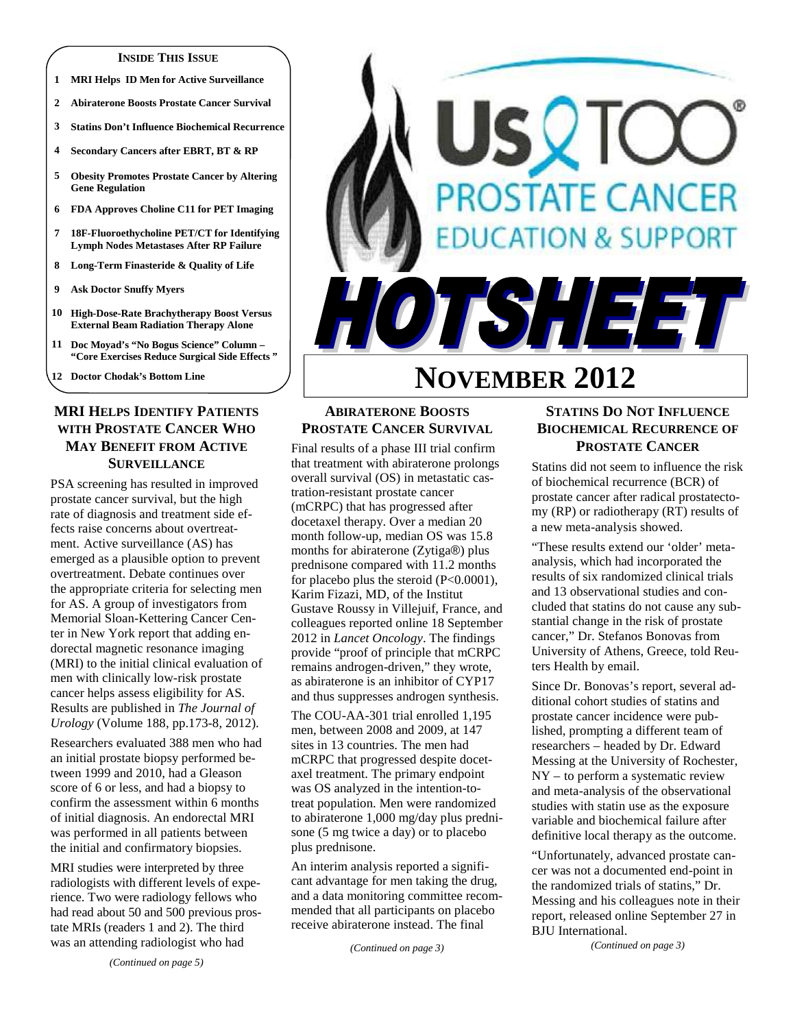**INSIDE THIS ISSUE**

1. MRI Helps ID Men for Active Surveillance
2. Abiraterone Boosts Prostate Cancer Survival
3. Statins Don't Influence Biochemical Recurrence
4. Secondary Cancers after EBRT, BT & RP
5. Obesity Promotes Prostate Cancer by Altering Gene Regulation
6. FDA Approves Choline C11 for PET Imaging
7. 18F-Fluoroethycholine PET/CT for Identifying Lymph Nodes Metastases After RP Failure
8. Long-Term Finasteride & Quality of Life
9. Ask Doctor Snuffy Myers
10. High-Dose-Rate Brachytherapy Boost Versus External Beam Radiation Therapy Alone
11. Doc Moyad's "No Bogus Science" Column – "Core Exercises Reduce Surgical Side Effects"
12. Doctor Chodak's Bottom Line

# US TOO® PROSTATE CANCER EDUCATION & SUPPORT

# HOTSHEET

# NOVEMBER 2012

## MRI HELPS IDENTIFY PATIENTS WITH PROSTATE CANCER WHO MAY BENEFIT FROM ACTIVE SURVEILLANCE

PSA screening has resulted in improved prostate cancer survival, but the high rate of diagnosis and treatment side effects raise concerns about overtreatment. Active surveillance (AS) has emerged as a plausible option to prevent overtreatment. Debate continues over the appropriate criteria for selecting men for AS. A group of investigators from Memorial Sloan-Kettering Cancer Center in New York report that adding endorectal magnetic resonance imaging (MRI) to the initial clinical evaluation of men with clinically low-risk prostate cancer helps assess eligibility for AS. Results are published in *The Journal of Urology* (Volume 188, pp.173-8, 2012).

Researchers evaluated 388 men who had an initial prostate biopsy performed between 1999 and 2010, had a Gleason score of 6 or less, and had a biopsy to confirm the assessment within 6 months of initial diagnosis. An endorectal MRI was performed in all patients between the initial and confirmatory biopsies.

MRI studies were interpreted by three radiologists with different levels of experience. Two were radiology fellows who had read about 50 and 500 previous prostate MRIs (readers 1 and 2). The third was an attending radiologist who had

*(Continued on page 5)*

## ABIRATERONE BOOSTS PROSTATE CANCER SURVIVAL

Final results of a phase III trial confirm that treatment with abiraterone prolongs overall survival (OS) in metastatic castration-resistant prostate cancer (mCRPC) that has progressed after docetaxel therapy. Over a median 20 month follow-up, median OS was 15.8 months for abiraterone (Zytiga®) plus prednisone compared with 11.2 months for placebo plus the steroid ($P<0.0001$), Karim Fizazi, MD, of the Institut Gustave Roussy in Villejuif, France, and colleagues reported online 18 September 2012 in *Lancet Oncology*. The findings provide "proof of principle that mCRPC remains androgen-driven," they wrote, as abiraterone is an inhibitor of CYP17 and thus suppresses androgen synthesis.

The COU-AA-301 trial enrolled 1,195 men, between 2008 and 2009, at 147 sites in 13 countries. The men had mCRPC that progressed despite docetaxel treatment. The primary endpoint was OS analyzed in the intention-to-treat population. Men were randomized to abiraterone 1,000 mg/day plus prednisone (5 mg twice a day) or to placebo plus prednisone.

An interim analysis reported a significant advantage for men taking the drug, and a data monitoring committee recommended that all participants on placebo receive abiraterone instead. The final

*(Continued on page 3)*

## STATINS DO NOT INFLUENCE BIOCHEMICAL RECURRENCE OF PROSTATE CANCER

Statins did not seem to influence the risk of biochemical recurrence (BCR) of prostate cancer after radical prostatectomy (RP) or radiotherapy (RT) results of a new meta-analysis showed.

"These results extend our 'older' meta-analysis, which had incorporated the results of six randomized clinical trials and 13 observational studies and concluded that statins do not cause any substantial change in the risk of prostate cancer," Dr. Stefanos Bonovas from University of Athens, Greece, told Reuters Health by email.

Since Dr. Bonovas's report, several additional cohort studies of statins and prostate cancer incidence were published, prompting a different team of researchers – headed by Dr. Edward Messing at the University of Rochester, NY – to perform a systematic review and meta-analysis of the observational studies with statin use as the exposure variable and biochemical failure after definitive local therapy as the outcome.

"Unfortunately, advanced prostate cancer was not a documented end-point in the randomized trials of statins," Dr. Messing and his colleagues note in their report, released online September 27 in BJU International.

*(Continued on page 3)*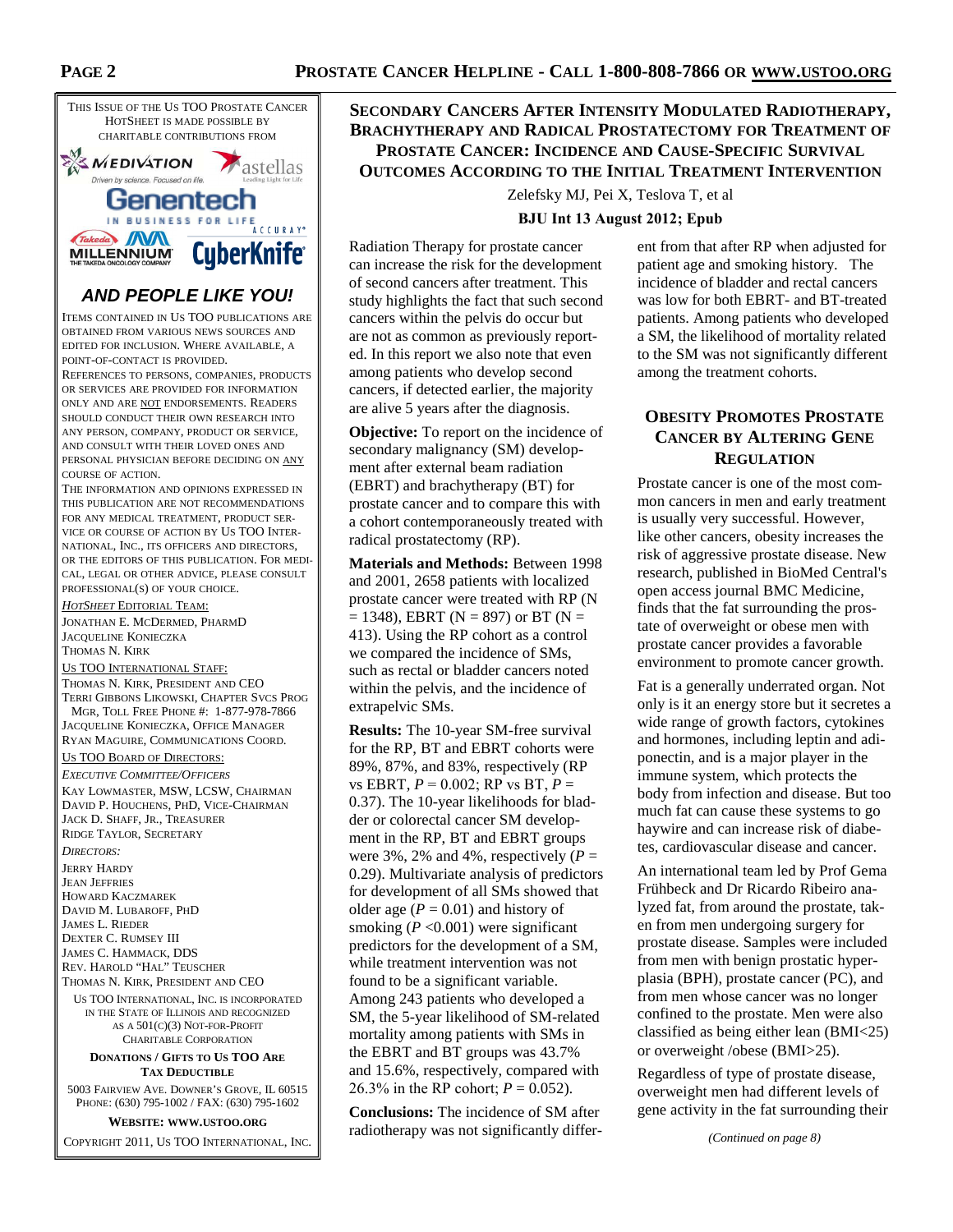THIS ISSUE OF THE US TOO PROSTATE CANCER HOTSHEET IS MADE POSSIBLE BY CHARITABLE CONTRIBUTIONS FROM

MEDIVATION · astellas · Genentech · ACCURAY · Takeda MILLENNIUM · CyberKnife

***AND PEOPLE LIKE YOU!***

ITEMS CONTAINED IN US TOO PUBLICATIONS ARE OBTAINED FROM VARIOUS NEWS SOURCES AND EDITED FOR INCLUSION. WHERE AVAILABLE, A POINT-OF-CONTACT IS PROVIDED.

REFERENCES TO PERSONS, COMPANIES, PRODUCTS OR SERVICES ARE PROVIDED FOR INFORMATION ONLY AND ARE NOT ENDORSEMENTS. READERS SHOULD CONDUCT THEIR OWN RESEARCH INTO ANY PERSON, COMPANY, PRODUCT OR SERVICE, AND CONSULT WITH THEIR LOVED ONES AND PERSONAL PHYSICIAN BEFORE DECIDING ON ANY COURSE OF ACTION.

THE INFORMATION AND OPINIONS EXPRESSED IN THIS PUBLICATION ARE NOT RECOMMENDATIONS FOR ANY MEDICAL TREATMENT, PRODUCT SERVICE OR COURSE OF ACTION BY US TOO INTERNATIONAL, INC., ITS OFFICERS AND DIRECTORS, OR THE EDITORS OF THIS PUBLICATION. FOR MEDICAL, LEGAL OR OTHER ADVICE, PLEASE CONSULT PROFESSIONAL(S) OF YOUR CHOICE.

*HOTSHEET* EDITORIAL TEAM:
JONATHAN E. MCDERMED, PHARMD
JACQUELINE KONIECZKA
THOMAS N. KIRK

US TOO INTERNATIONAL STAFF:
THOMAS N. KIRK, PRESIDENT AND CEO
TERRI GIBBONS LIKOWSKI, CHAPTER SVCS PROG MGR, TOLL FREE PHONE #: 1-877-978-7866
JACQUELINE KONIECZKA, OFFICE MANAGER
RYAN MAGUIRE, COMMUNICATIONS COORD.

US TOO BOARD OF DIRECTORS:

*EXECUTIVE COMMITTEE/OFFICERS*
KAY LOWMASTER, MSW, LCSW, CHAIRMAN
DAVID P. HOUCHENS, PHD, VICE-CHAIRMAN
JACK D. SHAFF, JR., TREASURER
RIDGE TAYLOR, SECRETARY

*DIRECTORS:*
JERRY HARDY
JEAN JEFFRIES
HOWARD KACZMAREK
DAVID M. LUBAROFF, PHD
JAMES L. RIEDER
DEXTER C. RUMSEY III
JAMES C. HAMMACK, DDS
REV. HAROLD "HAL" TEUSCHER
THOMAS N. KIRK, PRESIDENT AND CEO

US TOO INTERNATIONAL, INC. IS INCORPORATED IN THE STATE OF ILLINOIS AND RECOGNIZED AS A 501(C)(3) NOT-FOR-PROFIT CHARITABLE CORPORATION

**DONATIONS / GIFTS TO US TOO ARE TAX DEDUCTIBLE**

5003 FAIRVIEW AVE. DOWNER'S GROVE, IL 60515
PHONE: (630) 795-1002 / FAX: (630) 795-1602

**WEBSITE: WWW.USTOO.ORG**

COPYRIGHT 2011, US TOO INTERNATIONAL, INC.

## SECONDARY CANCERS AFTER INTENSITY MODULATED RADIOTHERAPY, BRACHYTHERAPY AND RADICAL PROSTATECTOMY FOR TREATMENT OF PROSTATE CANCER: INCIDENCE AND CAUSE-SPECIFIC SURVIVAL OUTCOMES ACCORDING TO THE INITIAL TREATMENT INTERVENTION

Zelefsky MJ, Pei X, Teslova T, et al

**BJU Int 13 August 2012; Epub**

Radiation Therapy for prostate cancer can increase the risk for the development of second cancers after treatment. This study highlights the fact that such second cancers within the pelvis do occur but are not as common as previously reported. In this report we also note that even among patients who develop second cancers, if detected earlier, the majority are alive 5 years after the diagnosis.

**Objective:** To report on the incidence of secondary malignancy (SM) development after external beam radiation (EBRT) and brachytherapy (BT) for prostate cancer and to compare this with a cohort contemporaneously treated with radical prostatectomy (RP).

**Materials and Methods:** Between 1998 and 2001, 2658 patients with localized prostate cancer were treated with RP (N = 1348), EBRT (N = 897) or BT (N = 413). Using the RP cohort as a control we compared the incidence of SMs, such as rectal or bladder cancers noted within the pelvis, and the incidence of extrapelvic SMs.

**Results:** The 10-year SM-free survival for the RP, BT and EBRT cohorts were 89%, 87%, and 83%, respectively (RP vs EBRT, $P = 0.002$; RP vs BT, $P = 0.37$). The 10-year likelihoods for bladder or colorectal cancer SM development in the RP, BT and EBRT groups were 3%, 2% and 4%, respectively ($P = 0.29$). Multivariate analysis of predictors for development of all SMs showed that older age ($P = 0.01$) and history of smoking ($P < 0.001$) were significant predictors for the development of a SM, while treatment intervention was not found to be a significant variable. Among 243 patients who developed a SM, the 5-year likelihood of SM-related mortality among patients with SMs in the EBRT and BT groups was 43.7% and 15.6%, respectively, compared with 26.3% in the RP cohort; $P = 0.052$).

**Conclusions:** The incidence of SM after radiotherapy was not significantly different from that after RP when adjusted for patient age and smoking history. The incidence of bladder and rectal cancers was low for both EBRT- and BT-treated patients. Among patients who developed a SM, the likelihood of mortality related to the SM was not significantly different among the treatment cohorts.

## OBESITY PROMOTES PROSTATE CANCER BY ALTERING GENE REGULATION

Prostate cancer is one of the most common cancers in men and early treatment is usually very successful. However, like other cancers, obesity increases the risk of aggressive prostate disease. New research, published in BioMed Central's open access journal BMC Medicine, finds that the fat surrounding the prostate of overweight or obese men with prostate cancer provides a favorable environment to promote cancer growth.

Fat is a generally underrated organ. Not only is it an energy store but it secretes a wide range of growth factors, cytokines and hormones, including leptin and adiponectin, and is a major player in the immune system, which protects the body from infection and disease. But too much fat can cause these systems to go haywire and can increase risk of diabetes, cardiovascular disease and cancer.

An international team led by Prof Gema Frühbeck and Dr Ricardo Ribeiro analyzed fat, from around the prostate, taken from men undergoing surgery for prostate disease. Samples were included from men with benign prostatic hyperplasia (BPH), prostate cancer (PC), and from men whose cancer was no longer confined to the prostate. Men were also classified as being either lean (BMI<25) or overweight /obese (BMI>25).

Regardless of type of prostate disease, overweight men had different levels of gene activity in the fat surrounding their

*(Continued on page 8)*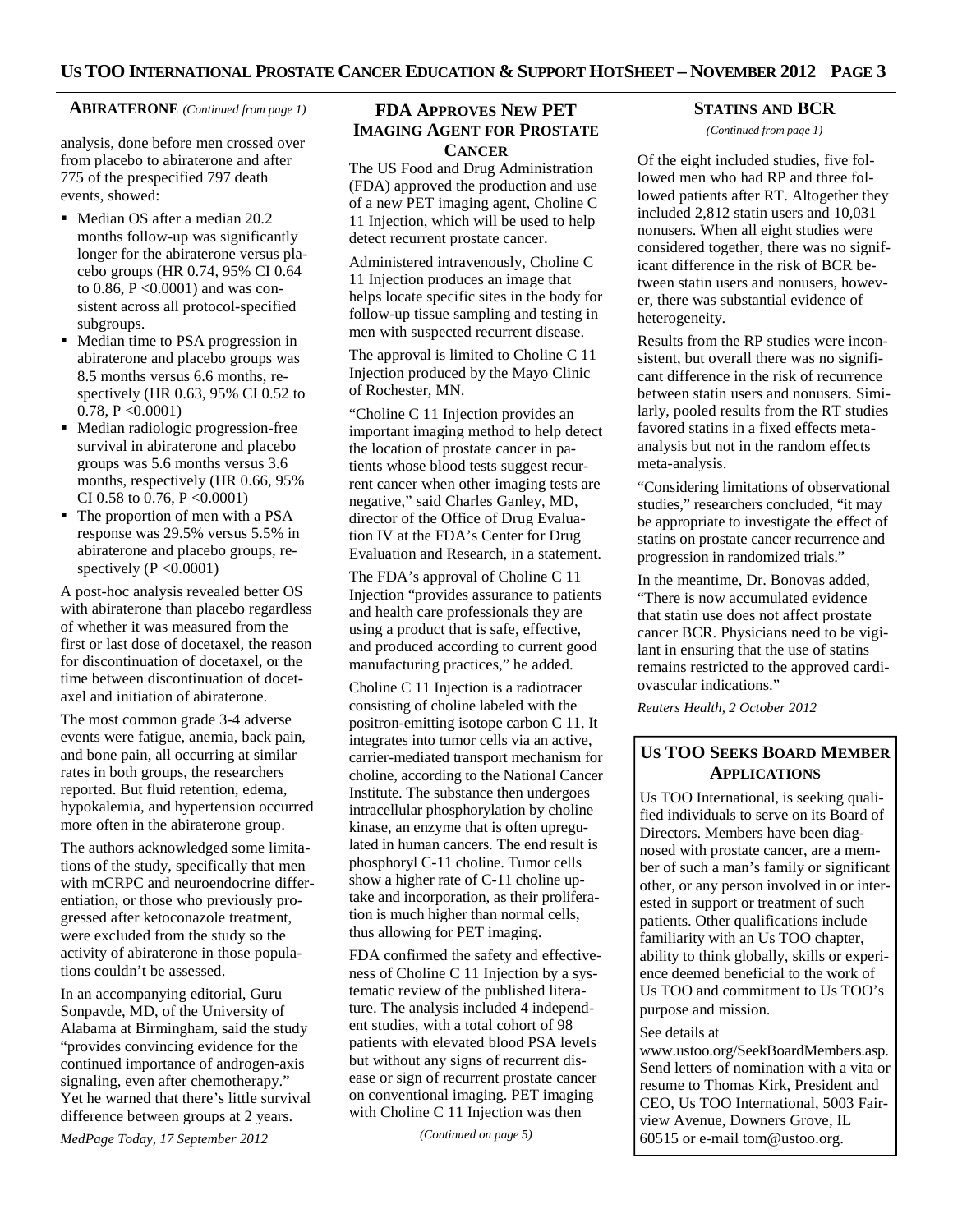## ABIRATERONE *(Continued from page 1)*

analysis, done before men crossed over from placebo to abiraterone and after 775 of the prespecified 797 death events, showed:

- Median OS after a median 20.2 months follow-up was significantly longer for the abiraterone versus placebo groups (HR 0.74, 95% CI 0.64 to 0.86, P <0.0001) and was consistent across all protocol-specified subgroups.
- Median time to PSA progression in abiraterone and placebo groups was 8.5 months versus 6.6 months, respectively (HR 0.63, 95% CI 0.52 to 0.78, P <0.0001)
- Median radiologic progression-free survival in abiraterone and placebo groups was 5.6 months versus 3.6 months, respectively (HR 0.66, 95% CI 0.58 to 0.76, P <0.0001)
- The proportion of men with a PSA response was 29.5% versus 5.5% in abiraterone and placebo groups, respectively (P <0.0001)

A post-hoc analysis revealed better OS with abiraterone than placebo regardless of whether it was measured from the first or last dose of docetaxel, the reason for discontinuation of docetaxel, or the time between discontinuation of docetaxel and initiation of abiraterone.

The most common grade 3-4 adverse events were fatigue, anemia, back pain, and bone pain, all occurring at similar rates in both groups, the researchers reported. But fluid retention, edema, hypokalemia, and hypertension occurred more often in the abiraterone group.

The authors acknowledged some limitations of the study, specifically that men with mCRPC and neuroendocrine differentiation, or those who previously progressed after ketoconazole treatment, were excluded from the study so the activity of abiraterone in those populations couldn't be assessed.

In an accompanying editorial, Guru Sonpavde, MD, of the University of Alabama at Birmingham, said the study "provides convincing evidence for the continued importance of androgen-axis signaling, even after chemotherapy." Yet he warned that there's little survival difference between groups at 2 years.

*MedPage Today, 17 September 2012*

## FDA APPROVES NEW PET IMAGING AGENT FOR PROSTATE CANCER

The US Food and Drug Administration (FDA) approved the production and use of a new PET imaging agent, Choline C 11 Injection, which will be used to help detect recurrent prostate cancer.

Administered intravenously, Choline C 11 Injection produces an image that helps locate specific sites in the body for follow-up tissue sampling and testing in men with suspected recurrent disease.

The approval is limited to Choline C 11 Injection produced by the Mayo Clinic of Rochester, MN.

"Choline C 11 Injection provides an important imaging method to help detect the location of prostate cancer in patients whose blood tests suggest recurrent cancer when other imaging tests are negative," said Charles Ganley, MD, director of the Office of Drug Evaluation IV at the FDA's Center for Drug Evaluation and Research, in a statement.

The FDA's approval of Choline C 11 Injection "provides assurance to patients and health care professionals that they are using a product that is safe, effective, and produced according to current good manufacturing practices," he added.

Choline C 11 Injection is a radiotracer consisting of choline labeled with the positron-emitting isotope carbon C 11. It integrates into tumor cells via an active, carrier-mediated transport mechanism for choline, according to the National Cancer Institute. The substance then undergoes intracellular phosphorylation by choline kinase, an enzyme that is often upregulated in human cancers. The end result is phosphoryl C-11 choline. Tumor cells show a higher rate of C-11 choline uptake and incorporation, as their proliferation is much higher than normal cells, thus allowing for PET imaging.

FDA confirmed the safety and effectiveness of Choline C 11 Injection by a systematic review of the published literature. The analysis included 4 independent studies, with a total cohort of 98 patients with elevated blood PSA levels but without any signs of recurrent disease or sign of recurrent prostate cancer on conventional imaging. PET imaging with Choline C 11 Injection was then

*(Continued on page 5)*

## STATINS AND BCR

*(Continued from page 1)*

Of the eight included studies, five followed men who had RP and three followed patients after RT. Altogether they included 2,812 statin users and 10,031 nonusers. When all eight studies were considered together, there was no significant difference in the risk of BCR between statin users and nonusers, however, there was substantial evidence of heterogeneity.

Results from the RP studies were inconsistent, but overall there was no significant difference in the risk of recurrence between statin users and nonusers. Similarly, pooled results from the RT studies favored statins in a fixed effects meta-analysis but not in the random effects meta-analysis.

"Considering limitations of observational studies," researchers concluded, "it may be appropriate to investigate the effect of statins on prostate cancer recurrence and progression in randomized trials."

In the meantime, Dr. Bonovas added, "There is now accumulated evidence that statin use does not affect prostate cancer BCR. Physicians need to be vigilant in ensuring that the use of statins remains restricted to the approved cardiovascular indications."

*Reuters Health, 2 October 2012*

## US TOO SEEKS BOARD MEMBER APPLICATIONS

Us TOO International, is seeking qualified individuals to serve on its Board of Directors. Members have been diagnosed with prostate cancer, are a member of such a man's family or significant other, or any person involved in or interested in support or treatment of such patients. Other qualifications include familiarity with an Us TOO chapter, ability to think globally, skills or experience deemed beneficial to the work of Us TOO and commitment to Us TOO's purpose and mission.

See details at www.ustoo.org/SeekBoardMembers.asp. Send letters of nomination with a vita or resume to Thomas Kirk, President and CEO, Us TOO International, 5003 Fairview Avenue, Downers Grove, IL 60515 or e-mail tom@ustoo.org.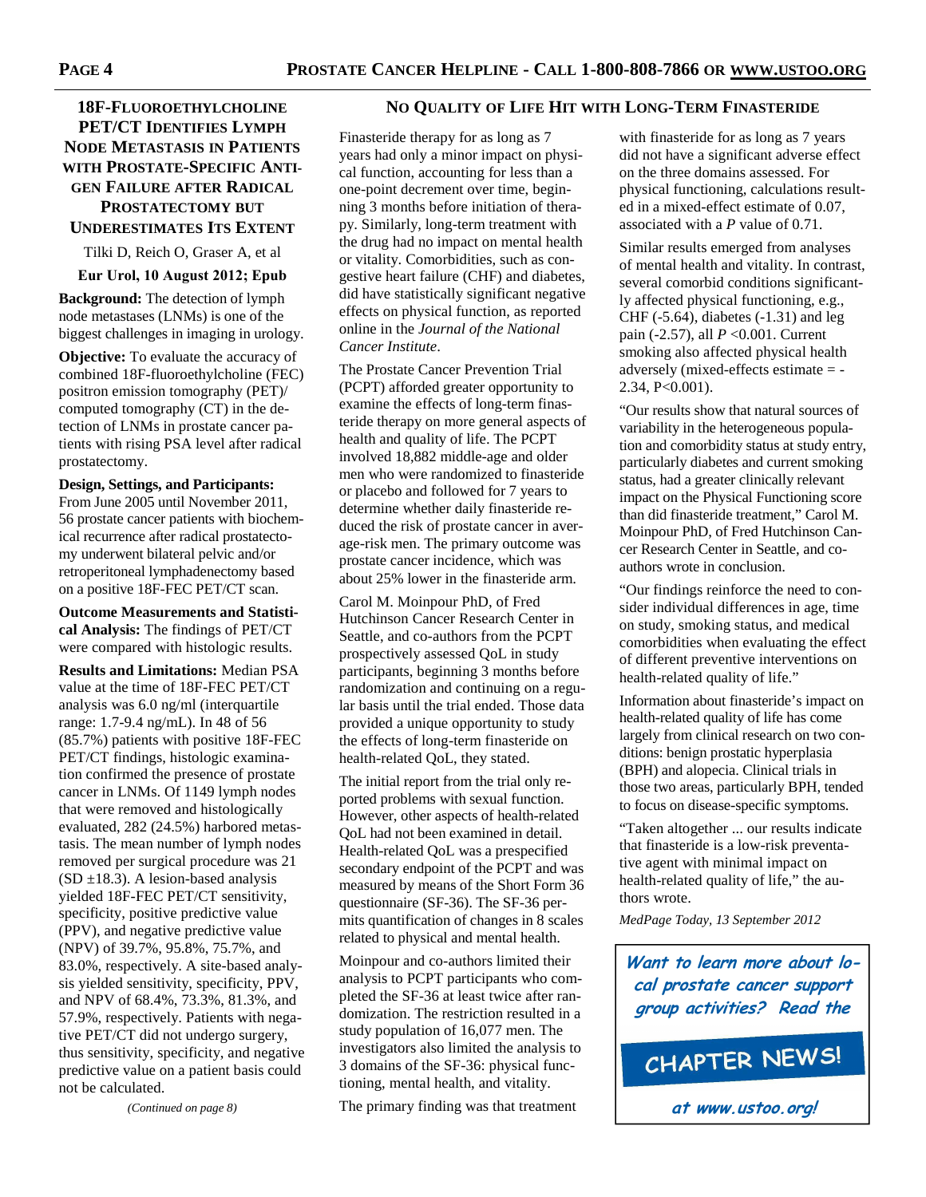## 18F-Fluoroethylcholine PET/CT Identifies Lymph Node Metastasis in Patients with Prostate-Specific Antigen Failure after Radical Prostatectomy but Underestimates Its Extent

Tilki D, Reich O, Graser A, et al

**Eur Urol, 10 August 2012; Epub**

**Background:** The detection of lymph node metastases (LNMs) is one of the biggest challenges in imaging in urology.

**Objective:** To evaluate the accuracy of combined 18F-fluoroethylcholine (FEC) positron emission tomography (PET)/ computed tomography (CT) in the detection of LNMs in prostate cancer patients with rising PSA level after radical prostatectomy.

**Design, Settings, and Participants:** From June 2005 until November 2011, 56 prostate cancer patients with biochemical recurrence after radical prostatectomy underwent bilateral pelvic and/or retroperitoneal lymphadenectomy based on a positive 18F-FEC PET/CT scan.

**Outcome Measurements and Statistical Analysis:** The findings of PET/CT were compared with histologic results.

**Results and Limitations:** Median PSA value at the time of 18F-FEC PET/CT analysis was 6.0 ng/ml (interquartile range: 1.7-9.4 ng/mL). In 48 of 56 (85.7%) patients with positive 18F-FEC PET/CT findings, histologic examination confirmed the presence of prostate cancer in LNMs. Of 1149 lymph nodes that were removed and histologically evaluated, 282 (24.5%) harbored metastasis. The mean number of lymph nodes removed per surgical procedure was 21 (SD ±18.3). A lesion-based analysis yielded 18F-FEC PET/CT sensitivity, specificity, positive predictive value (PPV), and negative predictive value (NPV) of 39.7%, 95.8%, 75.7%, and 83.0%, respectively. A site-based analysis yielded sensitivity, specificity, PPV, and NPV of 68.4%, 73.3%, 81.3%, and 57.9%, respectively. Patients with negative PET/CT did not undergo surgery, thus sensitivity, specificity, and negative predictive value on a patient basis could not be calculated.

*(Continued on page 8)*

## No Quality of Life Hit with Long-Term Finasteride

Finasteride therapy for as long as 7 years had only a minor impact on physical function, accounting for less than a one-point decrement over time, beginning 3 months before initiation of therapy. Similarly, long-term treatment with the drug had no impact on mental health or vitality. Comorbidities, such as congestive heart failure (CHF) and diabetes, did have statistically significant negative effects on physical function, as reported online in the *Journal of the National Cancer Institute*.

The Prostate Cancer Prevention Trial (PCPT) afforded greater opportunity to examine the effects of long-term finasteride therapy on more general aspects of health and quality of life. The PCPT involved 18,882 middle-age and older men who were randomized to finasteride or placebo and followed for 7 years to determine whether daily finasteride reduced the risk of prostate cancer in average-risk men. The primary outcome was prostate cancer incidence, which was about 25% lower in the finasteride arm.

Carol M. Moinpour PhD, of Fred Hutchinson Cancer Research Center in Seattle, and co-authors from the PCPT prospectively assessed QoL in study participants, beginning 3 months before randomization and continuing on a regular basis until the trial ended. Those data provided a unique opportunity to study the effects of long-term finasteride on health-related QoL, they stated.

The initial report from the trial only reported problems with sexual function. However, other aspects of health-related QoL had not been examined in detail. Health-related QoL was a prespecified secondary endpoint of the PCPT and was measured by means of the Short Form 36 questionnaire (SF-36). The SF-36 permits quantification of changes in 8 scales related to physical and mental health.

Moinpour and co-authors limited their analysis to PCPT participants who completed the SF-36 at least twice after randomization. The restriction resulted in a study population of 16,077 men. The investigators also limited the analysis to 3 domains of the SF-36: physical functioning, mental health, and vitality.

The primary finding was that treatment with finasteride for as long as 7 years did not have a significant adverse effect on the three domains assessed. For physical functioning, calculations resulted in a mixed-effect estimate of 0.07, associated with a *P* value of 0.71.

Similar results emerged from analyses of mental health and vitality. In contrast, several comorbid conditions significantly affected physical functioning, e.g., CHF (-5.64), diabetes (-1.31) and leg pain (-2.57), all *P* <0.001. Current smoking also affected physical health adversely (mixed-effects estimate = -2.34, P<0.001).

"Our results show that natural sources of variability in the heterogeneous population and comorbidity status at study entry, particularly diabetes and current smoking status, had a greater clinically relevant impact on the Physical Functioning score than did finasteride treatment," Carol M. Moinpour PhD, of Fred Hutchinson Cancer Research Center in Seattle, and co-authors wrote in conclusion.

"Our findings reinforce the need to consider individual differences in age, time on study, smoking status, and medical comorbidities when evaluating the effect of different preventive interventions on health-related quality of life."

Information about finasteride's impact on health-related quality of life has come largely from clinical research on two conditions: benign prostatic hyperplasia (BPH) and alopecia. Clinical trials in those two areas, particularly BPH, tended to focus on disease-specific symptoms.

"Taken altogether ... our results indicate that finasteride is a low-risk preventative agent with minimal impact on health-related quality of life," the authors wrote.

*MedPage Today, 13 September 2012*

**Want to learn more about local prostate cancer support group activities? Read the**

**CHAPTER NEWS!**

**at www.ustoo.org!**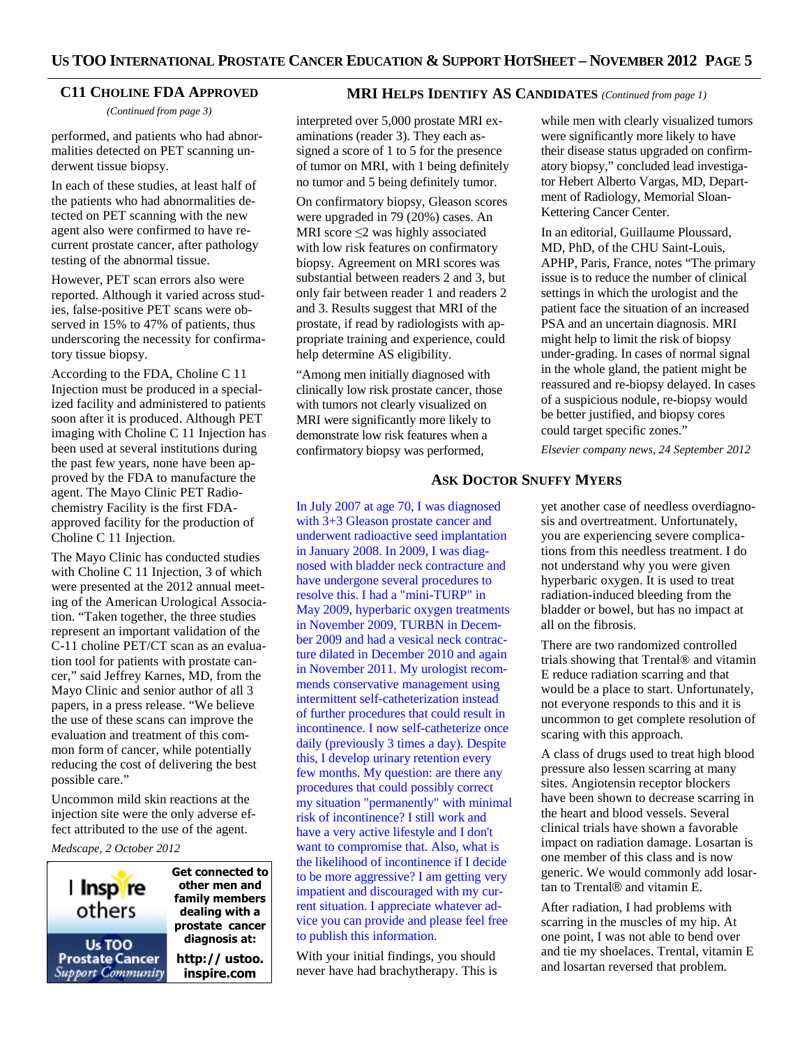## C11 Choline FDA Approved

*(Continued from page 3)*

performed, and patients who had abnormalities detected on PET scanning underwent tissue biopsy.

In each of these studies, at least half of the patients who had abnormalities detected on PET scanning with the new agent also were confirmed to have recurrent prostate cancer, after pathology testing of the abnormal tissue.

However, PET scan errors also were reported. Although it varied across studies, false-positive PET scans were observed in 15% to 47% of patients, thus underscoring the necessity for confirmatory tissue biopsy.

According to the FDA, Choline C 11 Injection must be produced in a specialized facility and administered to patients soon after it is produced. Although PET imaging with Choline C 11 Injection has been used at several institutions during the past few years, none have been approved by the FDA to manufacture the agent. The Mayo Clinic PET Radiochemistry Facility is the first FDA-approved facility for the production of Choline C 11 Injection.

The Mayo Clinic has conducted studies with Choline C 11 Injection, 3 of which were presented at the 2012 annual meeting of the American Urological Association. "Taken together, the three studies represent an important validation of the C-11 choline PET/CT scan as an evaluation tool for patients with prostate cancer," said Jeffrey Karnes, MD, from the Mayo Clinic and senior author of all 3 papers, in a press release. "We believe the use of these scans can improve the evaluation and treatment of this common form of cancer, while potentially reducing the cost of delivering the best possible care."

Uncommon mild skin reactions at the injection site were the only adverse effect attributed to the use of the agent.

*Medscape, 2 October 2012*

I Inspire others — Us TOO Prostate Cancer Support Community

**Get connected to other men and family members dealing with a prostate cancer diagnosis at: http:// ustoo.inspire.com**

## MRI Helps Identify AS Candidates *(Continued from page 1)*

interpreted over 5,000 prostate MRI examinations (reader 3). They each assigned a score of 1 to 5 for the presence of tumor on MRI, with 1 being definitely no tumor and 5 being definitely tumor.

On confirmatory biopsy, Gleason scores were upgraded in 79 (20%) cases. An MRI score $\leq 2$ was highly associated with low risk features on confirmatory biopsy. Agreement on MRI scores was substantial between readers 2 and 3, but only fair between reader 1 and readers 2 and 3. Results suggest that MRI of the prostate, if read by radiologists with appropriate training and experience, could help determine AS eligibility.

"Among men initially diagnosed with clinically low risk prostate cancer, those with tumors not clearly visualized on MRI were significantly more likely to demonstrate low risk features when a confirmatory biopsy was performed, while men with clearly visualized tumors were significantly more likely to have their disease status upgraded on confirmatory biopsy," concluded lead investigator Hebert Alberto Vargas, MD, Department of Radiology, Memorial Sloan-Kettering Cancer Center.

In an editorial, Guillaume Ploussard, MD, PhD, of the CHU Saint-Louis, APHP, Paris, France, notes "The primary issue is to reduce the number of clinical settings in which the urologist and the patient face the situation of an increased PSA and an uncertain diagnosis. MRI might help to limit the risk of biopsy under-grading. In cases of normal signal in the whole gland, the patient might be reassured and re-biopsy delayed. In cases of a suspicious nodule, re-biopsy would be better justified, and biopsy cores could target specific zones."

*Elsevier company news, 24 September 2012*

## Ask Doctor Snuffy Myers

In July 2007 at age 70, I was diagnosed with 3+3 Gleason prostate cancer and underwent radioactive seed implantation in January 2008. In 2009, I was diagnosed with bladder neck contracture and have undergone several procedures to resolve this. I had a "mini-TURP" in May 2009, hyperbaric oxygen treatments in November 2009, TURBN in December 2009 and had a vesical neck contracture dilated in December 2010 and again in November 2011. My urologist recommends conservative management using intermittent self-catheterization instead of further procedures that could result in incontinence. I now self-catheterize once daily (previously 3 times a day). Despite this, I develop urinary retention every few months. My question: are there any procedures that could possibly correct my situation "permanently" with minimal risk of incontinence? I still work and have a very active lifestyle and I don't want to compromise that. Also, what is the likelihood of incontinence if I decide to be more aggressive? I am getting very impatient and discouraged with my current situation. I appreciate whatever advice you can provide and please feel free to publish this information.

With your initial findings, you should never have had brachytherapy. This is yet another case of needless overdiagnosis and overtreatment. Unfortunately, you are experiencing severe complications from this needless treatment. I do not understand why you were given hyperbaric oxygen. It is used to treat radiation-induced bleeding from the bladder or bowel, but has no impact at all on the fibrosis.

There are two randomized controlled trials showing that Trental® and vitamin E reduce radiation scarring and that would be a place to start. Unfortunately, not everyone responds to this and it is uncommon to get complete resolution of scaring with this approach.

A class of drugs used to treat high blood pressure also lessen scarring at many sites. Angiotensin receptor blockers have been shown to decrease scarring in the heart and blood vessels. Several clinical trials have shown a favorable impact on radiation damage. Losartan is one member of this class and is now generic. We would commonly add losartan to Trental® and vitamin E.

After radiation, I had problems with scarring in the muscles of my hip. At one point, I was not able to bend over and tie my shoelaces. Trental, vitamin E and losartan reversed that problem.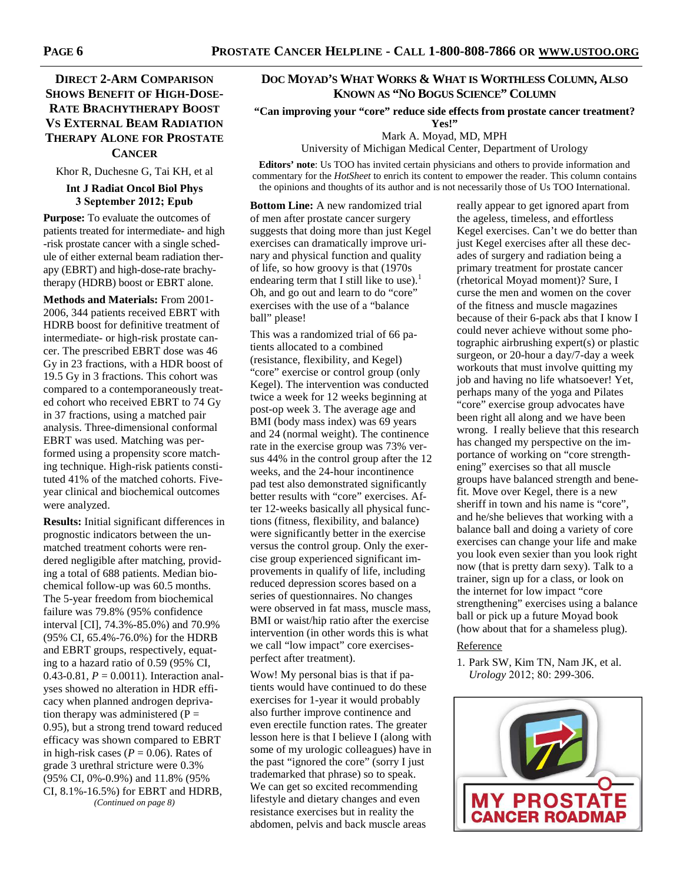## Direct 2-Arm Comparison Shows Benefit of High-Dose-Rate Brachytherapy Boost Vs External Beam Radiation Therapy Alone for Prostate Cancer

Khor R, Duchesne G, Tai KH, et al

**Int J Radiat Oncol Biol Phys 3 September 2012; Epub**

**Purpose:** To evaluate the outcomes of patients treated for intermediate- and high-risk prostate cancer with a single schedule of either external beam radiation therapy (EBRT) and high-dose-rate brachytherapy (HDRB) boost or EBRT alone.

**Methods and Materials:** From 2001-2006, 344 patients received EBRT with HDRB boost for definitive treatment of intermediate- or high-risk prostate cancer. The prescribed EBRT dose was 46 Gy in 23 fractions, with a HDR boost of 19.5 Gy in 3 fractions. This cohort was compared to a contemporaneously treated cohort who received EBRT to 74 Gy in 37 fractions, using a matched pair analysis. Three-dimensional conformal EBRT was used. Matching was performed using a propensity score matching technique. High-risk patients constituted 41% of the matched cohorts. Five-year clinical and biochemical outcomes were analyzed.

**Results:** Initial significant differences in prognostic indicators between the unmatched treatment cohorts were rendered negligible after matching, providing a total of 688 patients. Median biochemical follow-up was 60.5 months. The 5-year freedom from biochemical failure was 79.8% (95% confidence interval [CI], 74.3%-85.0%) and 70.9% (95% CI, 65.4%-76.0%) for the HDRB and EBRT groups, respectively, equating to a hazard ratio of 0.59 (95% CI, 0.43-0.81, $P = 0.0011$). Interaction analyses showed no alteration in HDR efficacy when planned androgen deprivation therapy was administered ($P = 0.95$), but a strong trend toward reduced efficacy was shown compared to EBRT in high-risk cases ($P = 0.06$). Rates of grade 3 urethral stricture were 0.3% (95% CI, 0%-0.9%) and 11.8% (95% CI, 8.1%-16.5%) for EBRT and HDRB,

*(Continued on page 8)*

## Doc Moyad's What Works & What is Worthless Column, Also Known as "No Bogus Science" Column

**"Can improving your "core" reduce side effects from prostate cancer treatment? Yes!"**

Mark A. Moyad, MD, MPH
University of Michigan Medical Center, Department of Urology

**Editors' note**: Us TOO has invited certain physicians and others to provide information and commentary for the *HotSheet* to enrich its content to empower the reader. This column contains the opinions and thoughts of its author and is not necessarily those of Us TOO International.

**Bottom Line:** A new randomized trial of men after prostate cancer surgery suggests that doing more than just Kegel exercises can dramatically improve urinary and physical function and quality of life, so how groovy is that (1970s endearing term that I still like to use).[1] Oh, and go out and learn to do "core" exercises with the use of a "balance ball" please!

This was a randomized trial of 66 patients allocated to a combined (resistance, flexibility, and Kegel) "core" exercise or control group (only Kegel). The intervention was conducted twice a week for 12 weeks beginning at post-op week 3. The average age and BMI (body mass index) was 69 years and 24 (normal weight). The continence rate in the exercise group was 73% versus 44% in the control group after the 12 weeks, and the 24-hour incontinence pad test also demonstrated significantly better results with "core" exercises. After 12-weeks basically all physical functions (fitness, flexibility, and balance) were significantly better in the exercise versus the control group. Only the exercise group experienced significant improvements in qualify of life, including reduced depression scores based on a series of questionnaires. No changes were observed in fat mass, muscle mass, BMI or waist/hip ratio after the exercise intervention (in other words this is what we call "low impact" core exercises-perfect after treatment).

Wow! My personal bias is that if patients would have continued to do these exercises for 1-year it would probably also further improve continence and even erectile function rates. The greater lesson here is that I believe I (along with some of my urologic colleagues) have in the past "ignored the core" (sorry I just trademarked that phrase) so to speak. We can get so excited recommending lifestyle and dietary changes and even resistance exercises but in reality the abdomen, pelvis and back muscle areas really appear to get ignored apart from the ageless, timeless, and effortless Kegel exercises. Can't we do better than just Kegel exercises after all these decades of surgery and radiation being a primary treatment for prostate cancer (rhetorical Moyad moment)? Sure, I curse the men and women on the cover of the fitness and muscle magazines because of their 6-pack abs that I know I could never achieve without some photographic airbrushing expert(s) or plastic surgeon, or 20-hour a day/7-day a week workouts that must involve quitting my job and having no life whatsoever! Yet, perhaps many of the yoga and Pilates "core" exercise group advocates have been right all along and we have been wrong. I really believe that this research has changed my perspective on the importance of working on "core strengthening" exercises so that all muscle groups have balanced strength and benefit. Move over Kegel, there is a new sheriff in town and his name is "core", and he/she believes that working with a balance ball and doing a variety of core exercises can change your life and make you look even sexier than you look right now (that is pretty darn sexy). Talk to a trainer, sign up for a class, or look on the internet for low impact "core strengthening" exercises using a balance ball or pick up a future Moyad book (how about that for a shameless plug).

Reference

1. Park SW, Kim TN, Nam JK, et al. *Urology* 2012; 80: 299-306.

MY PROSTATE CANCER ROADMAP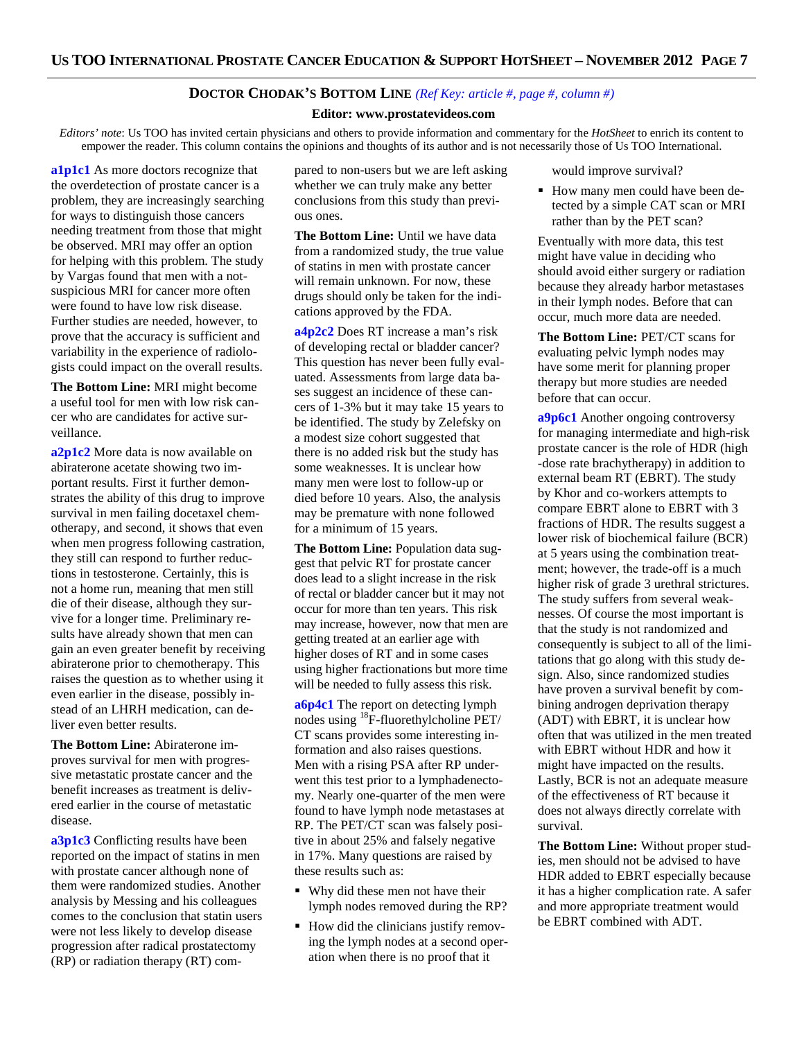## Doctor Chodak's Bottom Line *(Ref Key: article #, page #, column #)*

**Editor: www.prostatevideos.com**

*Editors' note*: Us TOO has invited certain physicians and others to provide information and commentary for the *HotSheet* to enrich its content to empower the reader. This column contains the opinions and thoughts of its author and is not necessarily those of Us TOO International.

**a1p1c1** As more doctors recognize that the overdetection of prostate cancer is a problem, they are increasingly searching for ways to distinguish those cancers needing treatment from those that might be observed. MRI may offer an option for helping with this problem. The study by Vargas found that men with a not-suspicious MRI for cancer more often were found to have low risk disease. Further studies are needed, however, to prove that the accuracy is sufficient and variability in the experience of radiologists could impact on the overall results.

**The Bottom Line:** MRI might become a useful tool for men with low risk cancer who are candidates for active surveillance.

**a2p1c2** More data is now available on abiraterone acetate showing two important results. First it further demonstrates the ability of this drug to improve survival in men failing docetaxel chemotherapy, and second, it shows that even when men progress following castration, they still can respond to further reductions in testosterone. Certainly, this is not a home run, meaning that men still die of their disease, although they survive for a longer time. Preliminary results have already shown that men can gain an even greater benefit by receiving abiraterone prior to chemotherapy. This raises the question as to whether using it even earlier in the disease, possibly instead of an LHRH medication, can deliver even better results.

**The Bottom Line:** Abiraterone improves survival for men with progressive metastatic prostate cancer and the benefit increases as treatment is delivered earlier in the course of metastatic disease.

**a3p1c3** Conflicting results have been reported on the impact of statins in men with prostate cancer although none of them were randomized studies. Another analysis by Messing and his colleagues comes to the conclusion that statin users were not less likely to develop disease progression after radical prostatectomy (RP) or radiation therapy (RT) compared to non-users but we are left asking whether we can truly make any better conclusions from this study than previous ones.

**The Bottom Line:** Until we have data from a randomized study, the true value of statins in men with prostate cancer will remain unknown. For now, these drugs should only be taken for the indications approved by the FDA.

**a4p2c2** Does RT increase a man's risk of developing rectal or bladder cancer? This question has never been fully evaluated. Assessments from large data bases suggest an incidence of these cancers of 1-3% but it may take 15 years to be identified. The study by Zelefsky on a modest size cohort suggested that there is no added risk but the study has some weaknesses. It is unclear how many men were lost to follow-up or died before 10 years. Also, the analysis may be premature with none followed for a minimum of 15 years.

**The Bottom Line:** Population data suggest that pelvic RT for prostate cancer does lead to a slight increase in the risk of rectal or bladder cancer but it may not occur for more than ten years. This risk may increase, however, now that men are getting treated at an earlier age with higher doses of RT and in some cases using higher fractionations but more time will be needed to fully assess this risk.

**a6p4c1** The report on detecting lymph nodes using $^{18}$F-fluorethylcholine PET/CT scans provides some interesting information and also raises questions. Men with a rising PSA after RP underwent this test prior to a lymphadenectomy. Nearly one-quarter of the men were found to have lymph node metastases at RP. The PET/CT scan was falsely positive in about 25% and falsely negative in 17%. Many questions are raised by these results such as:

- Why did these men not have their lymph nodes removed during the RP?
- How did the clinicians justify removing the lymph nodes at a second operation when there is no proof that it would improve survival?
- How many men could have been detected by a simple CAT scan or MRI rather than by the PET scan?

Eventually with more data, this test might have value in deciding who should avoid either surgery or radiation because they already harbor metastases in their lymph nodes. Before that can occur, much more data are needed.

**The Bottom Line:** PET/CT scans for evaluating pelvic lymph nodes may have some merit for planning proper therapy but more studies are needed before that can occur.

**a9p6c1** Another ongoing controversy for managing intermediate and high-risk prostate cancer is the role of HDR (high-dose rate brachytherapy) in addition to external beam RT (EBRT). The study by Khor and co-workers attempts to compare EBRT alone to EBRT with 3 fractions of HDR. The results suggest a lower risk of biochemical failure (BCR) at 5 years using the combination treatment; however, the trade-off is a much higher risk of grade 3 urethral strictures. The study suffers from several weaknesses. Of course the most important is that the study is not randomized and consequently is subject to all of the limitations that go along with this study design. Also, since randomized studies have proven a survival benefit by combining androgen deprivation therapy (ADT) with EBRT, it is unclear how often that was utilized in the men treated with EBRT without HDR and how it might have impacted on the results. Lastly, BCR is not an adequate measure of the effectiveness of RT because it does not always directly correlate with survival.

**The Bottom Line:** Without proper studies, men should not be advised to have HDR added to EBRT especially because it has a higher complication rate. A safer and more appropriate treatment would be EBRT combined with ADT.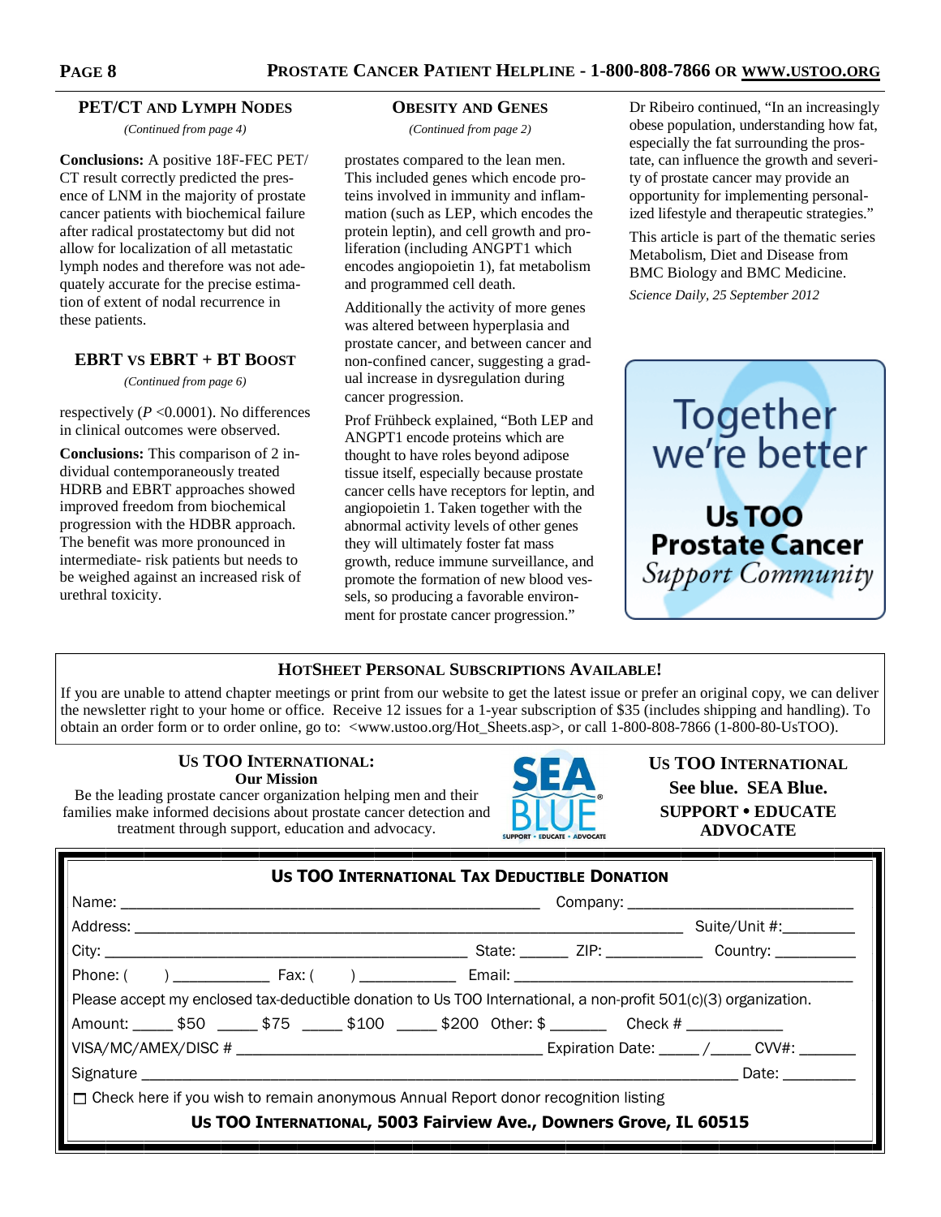### PET/CT and Lymph Nodes

*(Continued from page 4)*

**Conclusions:** A positive 18F-FEC PET/CT result correctly predicted the presence of LNM in the majority of prostate cancer patients with biochemical failure after radical prostatectomy but did not allow for localization of all metastatic lymph nodes and therefore was not adequately accurate for the precise estimation of extent of nodal recurrence in these patients.

### EBRT vs EBRT + BT Boost

*(Continued from page 6)*

respectively ($P < 0.0001$). No differences in clinical outcomes were observed.

**Conclusions:** This comparison of 2 individual contemporaneously treated HDRB and EBRT approaches showed improved freedom from biochemical progression with the HDBR approach. The benefit was more pronounced in intermediate- risk patients but needs to be weighed against an increased risk of urethral toxicity.

### Obesity and Genes

*(Continued from page 2)*

prostates compared to the lean men. This included genes which encode proteins involved in immunity and inflammation (such as LEP, which encodes the protein leptin), and cell growth and proliferation (including ANGPT1 which encodes angiopoietin 1), fat metabolism and programmed cell death.

Additionally the activity of more genes was altered between hyperplasia and prostate cancer, and between cancer and non-confined cancer, suggesting a gradual increase in dysregulation during cancer progression.

Prof Frühbeck explained, "Both LEP and ANGPT1 encode proteins which are thought to have roles beyond adipose tissue itself, especially because prostate cancer cells have receptors for leptin, and angiopoietin 1. Taken together with the abnormal activity levels of other genes they will ultimately foster fat mass growth, reduce immune surveillance, and promote the formation of new blood vessels, so producing a favorable environment for prostate cancer progression."

Dr Ribeiro continued, "In an increasingly obese population, understanding how fat, especially the fat surrounding the prostate, can influence the growth and severity of prostate cancer may provide an opportunity for implementing personalized lifestyle and therapeutic strategies."

This article is part of the thematic series Metabolism, Diet and Disease from BMC Biology and BMC Medicine.

*Science Daily, 25 September 2012*

Together we're better

**Us TOO Prostate Cancer** *Support Community*

### HotSheet Personal Subscriptions Available!

If you are unable to attend chapter meetings or print from our website to get the latest issue or prefer an original copy, we can deliver the newsletter right to your home or office. Receive 12 issues for a 1-year subscription of $35 (includes shipping and handling). To obtain an order form or to order online, go to: <www.ustoo.org/Hot_Sheets.asp>, or call 1-800-808-7866 (1-800-80-UsTOO).

**Us TOO International: Our Mission**

Be the leading prostate cancer organization helping men and their families make informed decisions about prostate cancer detection and treatment through support, education and advocacy.

SEA BLUE® SUPPORT • EDUCATE • ADVOCATE

**Us TOO International**
**See blue. SEA Blue.**
**SUPPORT • EDUCATE ADVOCATE**

### Us TOO International Tax Deductible Donation

Name: ________________________ Company: ________________

Address: ________________________ Suite/Unit #:________

City: ________________________ State: ______ ZIP: ___________ Country: _________

Phone: ( ) ___________ Fax: ( ) ___________ Email: ________________________

Please accept my enclosed tax-deductible donation to Us TOO International, a non-profit 501(c)(3) organization.

Amount: _____ $50 _____ $75 _____ $100 _____ $200 Other: $ _______ Check # ___________

VISA/MC/AMEX/DISC # ________________________ Expiration Date: _____ /_____ CVV#: _______

Signature ________________________ Date: _________

☐ Check here if you wish to remain anonymous Annual Report donor recognition listing

**Us TOO International, 5003 Fairview Ave., Downers Grove, IL 60515**